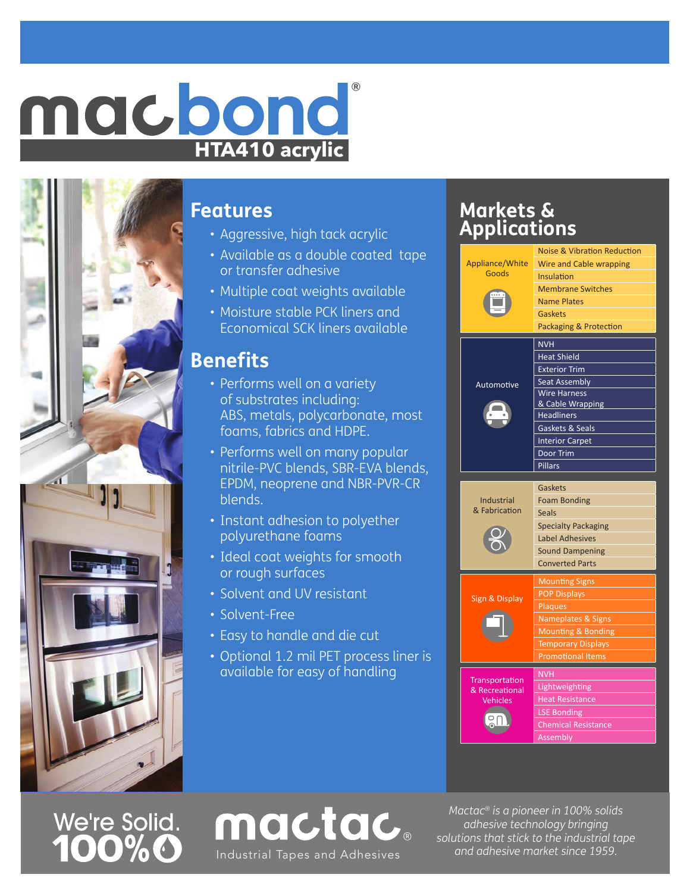# macbond®

## HTA410 acrylic

## Features

- Aggressive, high tack acrylic
- Available as a double coated tape or transfer adhesive
- Multiple coat weights available
- Moisture stable PCK liners and Economical SCK liners available

## Benefits

- Performs well on a variety of substrates including: ABS, metals, polycarbonate, most foams, fabrics and HDPE.
- Performs well on many popular nitrile-PVC blends, SBR-EVA blends, EPDM, neoprene and NBR-PVR-CR blends.
- Instant adhesion to polyether polyurethane foams
- Ideal coat weights for smooth or rough surfaces
- Solvent and UV resistant
- Solvent-Free
- Easy to handle and die cut
- Optional 1.2 mil PET process liner is available for easy of handling

## Markets & Applications

| Market | Applications |
|---|---|
| Appliance/White Goods | Noise & Vibration Reduction |
| | Wire and Cable wrapping |
| | Insulation |
| | Membrane Switches |
| | Name Plates |
| | Gaskets |
| | Packaging & Protection |
| Automotive | NVH |
| | Heat Shield |
| | Exterior Trim |
| | Seat Assembly |
| | Wire Harness & Cable Wrapping |
| | Headliners |
| | Gaskets & Seals |
| | Interior Carpet |
| | Door Trim |
| | Pillars |
| Industrial & Fabrication | Gaskets |
| | Foam Bonding |
| | Seals |
| | Specialty Packaging |
| | Label Adhesives |
| | Sound Dampening |
| | Converted Parts |
| Sign & Display | Mounting Signs |
| | POP Displays |
| | Plaques |
| | Nameplates & Signs |
| | Mounting & Bonding |
| | Temporary Displays |
| | Promotional Items |
| Transportation & Recreational Vehicles | NVH |
| | Lightweighting |
| | Heat Resistance |
| | LSE Bonding |
| | Chemical Resistance |
| | Assembly |

We're Solid. 100%

mactac® Industrial Tapes and Adhesives

*Mactac® is a pioneer in 100% solids adhesive technology bringing solutions that stick to the industrial tape and adhesive market since 1959.*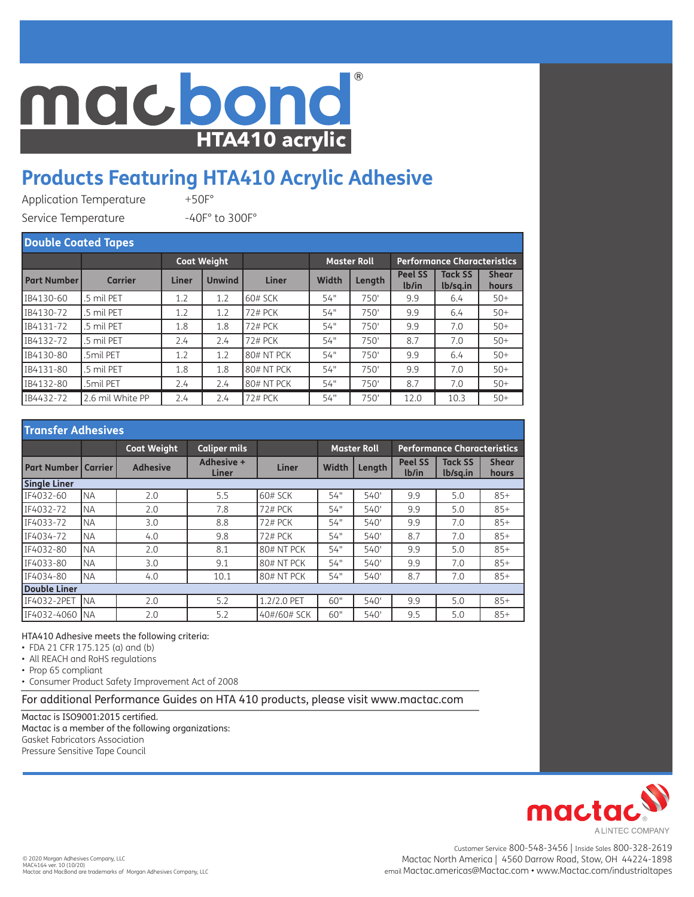# macbond®

## HTA410 acrylic

## Products Featuring HTA410 Acrylic Adhesive

Application Temperature +50F°

Service Temperature -40F° to 300F°

### Double Coated Tapes

| | | Coat Weight | | | Master Roll | | Performance Characteristics | | |
|---|---|---|---|---|---|---|---|---|---|
| Part Number | Carrier | Liner | Unwind | Liner | Width | Length | Peel SS lb/in | Tack SS lb/sq.in | Shear hours |
| IB4130-60 | .5 mil PET | 1.2 | 1.2 | 60# SCK | 54" | 750' | 9.9 | 6.4 | 50+ |
| IB4130-72 | .5 mil PET | 1.2 | 1.2 | 72# PCK | 54" | 750' | 9.9 | 6.4 | 50+ |
| IB4131-72 | .5 mil PET | 1.8 | 1.8 | 72# PCK | 54" | 750' | 9.9 | 7.0 | 50+ |
| IB4132-72 | .5 mil PET | 2.4 | 2.4 | 72# PCK | 54" | 750' | 8.7 | 7.0 | 50+ |
| IB4130-80 | .5mil PET | 1.2 | 1.2 | 80# NT PCK | 54" | 750' | 9.9 | 6.4 | 50+ |
| IB4131-80 | .5 mil PET | 1.8 | 1.8 | 80# NT PCK | 54" | 750' | 9.9 | 7.0 | 50+ |
| IB4132-80 | .5mil PET | 2.4 | 2.4 | 80# NT PCK | 54" | 750' | 8.7 | 7.0 | 50+ |
| IB4432-72 | 2.6 mil White PP | 2.4 | 2.4 | 72# PCK | 54" | 750' | 12.0 | 10.3 | 50+ |

### Transfer Adhesives

| | | Coat Weight | Caliper mils | | Master Roll | | Performance Characteristics | | |
|---|---|---|---|---|---|---|---|---|---|
| Part Number | Carrier | Adhesive | Adhesive + Liner | Liner | Width | Length | Peel SS lb/in | Tack SS lb/sq.in | Shear hours |
| **Single Liner** | | | | | | | | | |
| IF4032-60 | NA | 2.0 | 5.5 | 60# SCK | 54" | 540' | 9.9 | 5.0 | 85+ |
| IF4032-72 | NA | 2.0 | 7.8 | 72# PCK | 54" | 540' | 9.9 | 5.0 | 85+ |
| IF4033-72 | NA | 3.0 | 8.8 | 72# PCK | 54" | 540' | 9.9 | 7.0 | 85+ |
| IF4034-72 | NA | 4.0 | 9.8 | 72# PCK | 54" | 540' | 8.7 | 7.0 | 85+ |
| IF4032-80 | NA | 2.0 | 8.1 | 80# NT PCK | 54" | 540' | 9.9 | 5.0 | 85+ |
| IF4033-80 | NA | 3.0 | 9.1 | 80# NT PCK | 54" | 540' | 9.9 | 7.0 | 85+ |
| IF4034-80 | NA | 4.0 | 10.1 | 80# NT PCK | 54" | 540' | 8.7 | 7.0 | 85+ |
| **Double Liner** | | | | | | | | | |
| IF4032-2PET | NA | 2.0 | 5.2 | 1.2/2.0 PET | 60" | 540' | 9.9 | 5.0 | 85+ |
| IF4032-4060 | NA | 2.0 | 5.2 | 40#/60# SCK | 60" | 540' | 9.5 | 5.0 | 85+ |

HTA410 Adhesive meets the following criteria:

- FDA 21 CFR 175.125 (a) and (b)
- All REACH and RoHS regulations
- Prop 65 compliant
- Consumer Product Safety Improvement Act of 2008

For additional Performance Guides on HTA 410 products, please visit www.mactac.com

Mactac is ISO9001:2015 certified.
Mactac is a member of the following organizations:
Gasket Fabricators Association
Pressure Sensitive Tape Council

mactac® A LINTEC COMPANY

Customer Service 800-548-3456 | Inside Sales 800-328-2619
Mactac North America | 4560 Darrow Road, Stow, OH 44224-1898
email Mactac.americas@Mactac.com • www.Mactac.com/industrialtapes

© 2020 Morgan Adhesives Company, LLC
MAC4164 ver. 10 (10/20)
Mactac and MacBond are trademarks of Morgan Adhesives Company, LLC